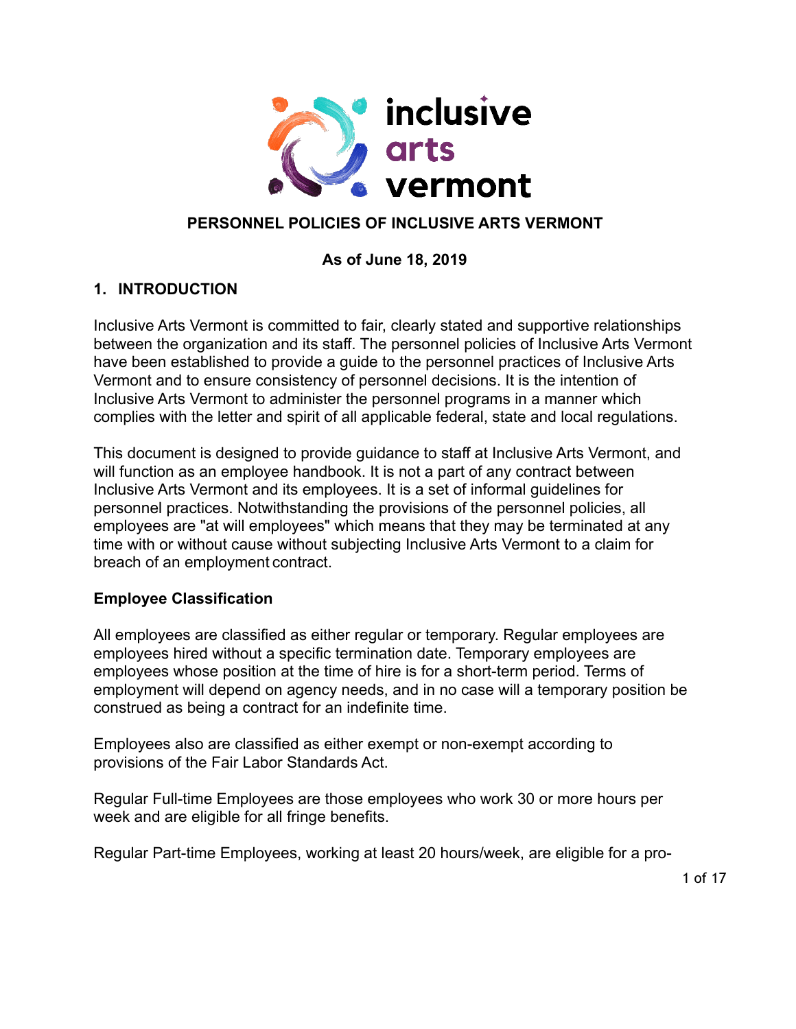# PERSONNEL POLICIES OF INCLUSIVE ARTS VERMONT

**As of June 18, 2019**

## 1. INTRODUCTION

Inclusive Arts Vermont is committed to fair, clearly stated and supportive relationships between the organization and its staff. The personnel policies of Inclusive Arts Vermont have been established to provide a guide to the personnel practices of Inclusive Arts Vermont and to ensure consistency of personnel decisions. It is the intention of Inclusive Arts Vermont to administer the personnel programs in a manner which complies with the letter and spirit of all applicable federal, state and local regulations.

This document is designed to provide guidance to staff at Inclusive Arts Vermont, and will function as an employee handbook. It is not a part of any contract between Inclusive Arts Vermont and its employees. It is a set of informal guidelines for personnel practices. Notwithstanding the provisions of the personnel policies, all employees are "at will employees" which means that they may be terminated at any time with or without cause without subjecting Inclusive Arts Vermont to a claim for breach of an employment contract.

### Employee Classification

All employees are classified as either regular or temporary. Regular employees are employees hired without a specific termination date. Temporary employees are employees whose position at the time of hire is for a short-term period. Terms of employment will depend on agency needs, and in no case will a temporary position be construed as being a contract for an indefinite time.

Employees also are classified as either exempt or non-exempt according to provisions of the Fair Labor Standards Act.

Regular Full-time Employees are those employees who work 30 or more hours per week and are eligible for all fringe benefits.

Regular Part-time Employees, working at least 20 hours/week, are eligible for a pro-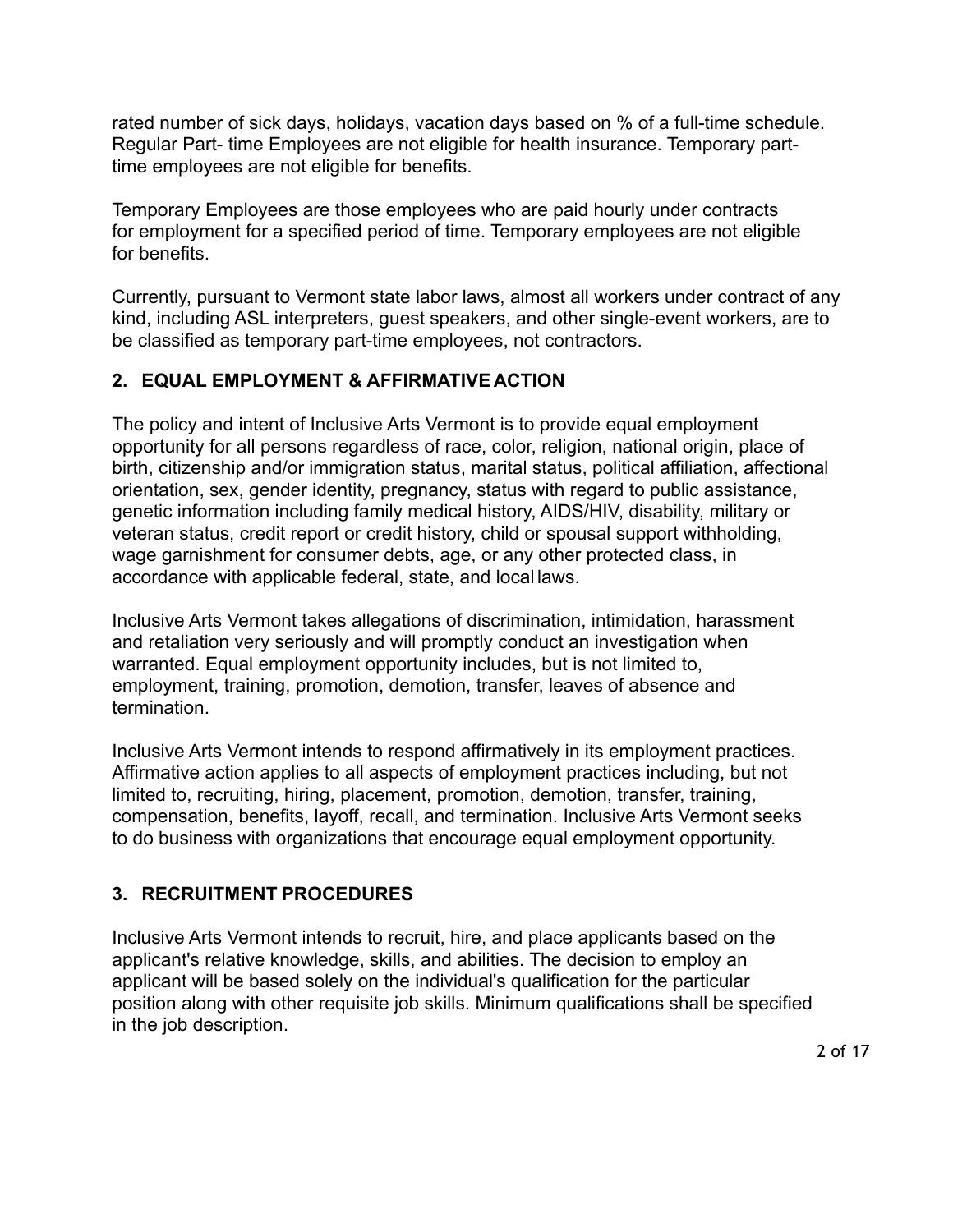rated number of sick days, holidays, vacation days based on % of a full-time schedule. Regular Part- time Employees are not eligible for health insurance. Temporary part-time employees are not eligible for benefits.

Temporary Employees are those employees who are paid hourly under contracts for employment for a specified period of time. Temporary employees are not eligible for benefits.

Currently, pursuant to Vermont state labor laws, almost all workers under contract of any kind, including ASL interpreters, guest speakers, and other single-event workers, are to be classified as temporary part-time employees, not contractors.

## 2. EQUAL EMPLOYMENT & AFFIRMATIVE ACTION

The policy and intent of Inclusive Arts Vermont is to provide equal employment opportunity for all persons regardless of race, color, religion, national origin, place of birth, citizenship and/or immigration status, marital status, political affiliation, affectional orientation, sex, gender identity, pregnancy, status with regard to public assistance, genetic information including family medical history, AIDS/HIV, disability, military or veteran status, credit report or credit history, child or spousal support withholding, wage garnishment for consumer debts, age, or any other protected class, in accordance with applicable federal, state, and local laws.

Inclusive Arts Vermont takes allegations of discrimination, intimidation, harassment and retaliation very seriously and will promptly conduct an investigation when warranted. Equal employment opportunity includes, but is not limited to, employment, training, promotion, demotion, transfer, leaves of absence and termination.

Inclusive Arts Vermont intends to respond affirmatively in its employment practices. Affirmative action applies to all aspects of employment practices including, but not limited to, recruiting, hiring, placement, promotion, demotion, transfer, training, compensation, benefits, layoff, recall, and termination. Inclusive Arts Vermont seeks to do business with organizations that encourage equal employment opportunity.

## 3. RECRUITMENT PROCEDURES

Inclusive Arts Vermont intends to recruit, hire, and place applicants based on the applicant's relative knowledge, skills, and abilities. The decision to employ an applicant will be based solely on the individual's qualification for the particular position along with other requisite job skills. Minimum qualifications shall be specified in the job description.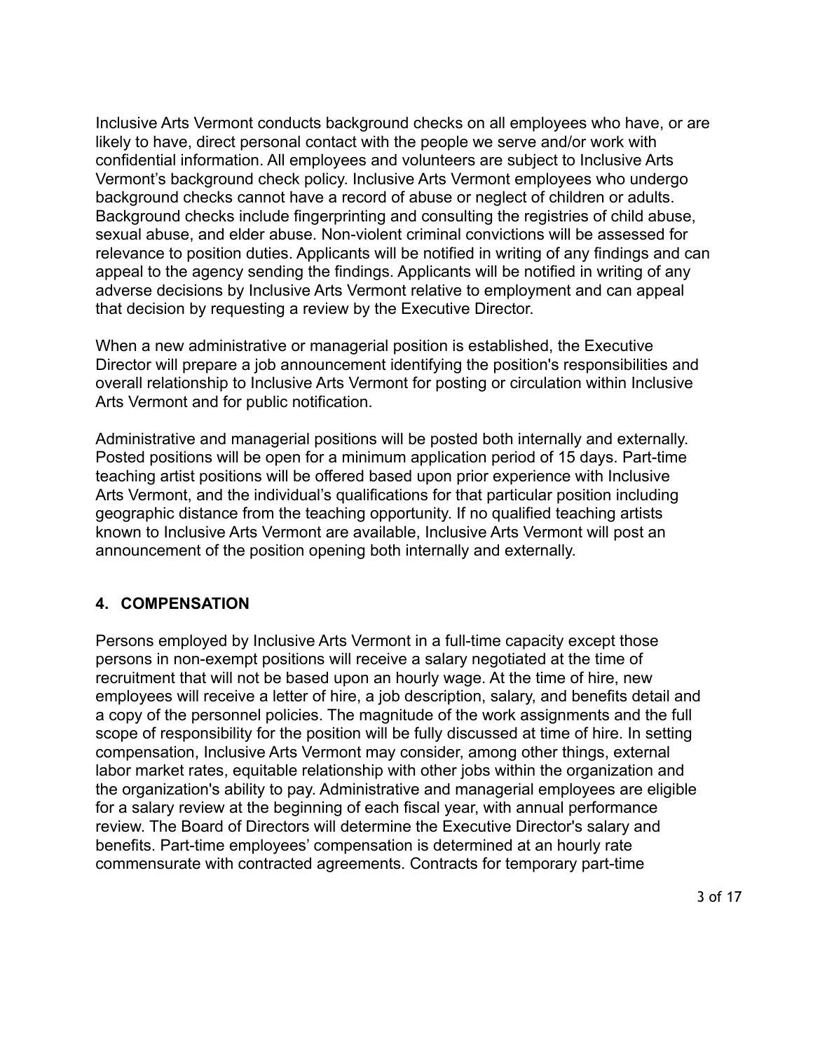Inclusive Arts Vermont conducts background checks on all employees who have, or are likely to have, direct personal contact with the people we serve and/or work with confidential information. All employees and volunteers are subject to Inclusive Arts Vermont's background check policy. Inclusive Arts Vermont employees who undergo background checks cannot have a record of abuse or neglect of children or adults. Background checks include fingerprinting and consulting the registries of child abuse, sexual abuse, and elder abuse. Non-violent criminal convictions will be assessed for relevance to position duties. Applicants will be notified in writing of any findings and can appeal to the agency sending the findings. Applicants will be notified in writing of any adverse decisions by Inclusive Arts Vermont relative to employment and can appeal that decision by requesting a review by the Executive Director.

When a new administrative or managerial position is established, the Executive Director will prepare a job announcement identifying the position's responsibilities and overall relationship to Inclusive Arts Vermont for posting or circulation within Inclusive Arts Vermont and for public notification.

Administrative and managerial positions will be posted both internally and externally. Posted positions will be open for a minimum application period of 15 days. Part-time teaching artist positions will be offered based upon prior experience with Inclusive Arts Vermont, and the individual's qualifications for that particular position including geographic distance from the teaching opportunity. If no qualified teaching artists known to Inclusive Arts Vermont are available, Inclusive Arts Vermont will post an announcement of the position opening both internally and externally.

## 4. COMPENSATION

Persons employed by Inclusive Arts Vermont in a full-time capacity except those persons in non-exempt positions will receive a salary negotiated at the time of recruitment that will not be based upon an hourly wage. At the time of hire, new employees will receive a letter of hire, a job description, salary, and benefits detail and a copy of the personnel policies. The magnitude of the work assignments and the full scope of responsibility for the position will be fully discussed at time of hire. In setting compensation, Inclusive Arts Vermont may consider, among other things, external labor market rates, equitable relationship with other jobs within the organization and the organization's ability to pay. Administrative and managerial employees are eligible for a salary review at the beginning of each fiscal year, with annual performance review. The Board of Directors will determine the Executive Director's salary and benefits. Part-time employees' compensation is determined at an hourly rate commensurate with contracted agreements. Contracts for temporary part-time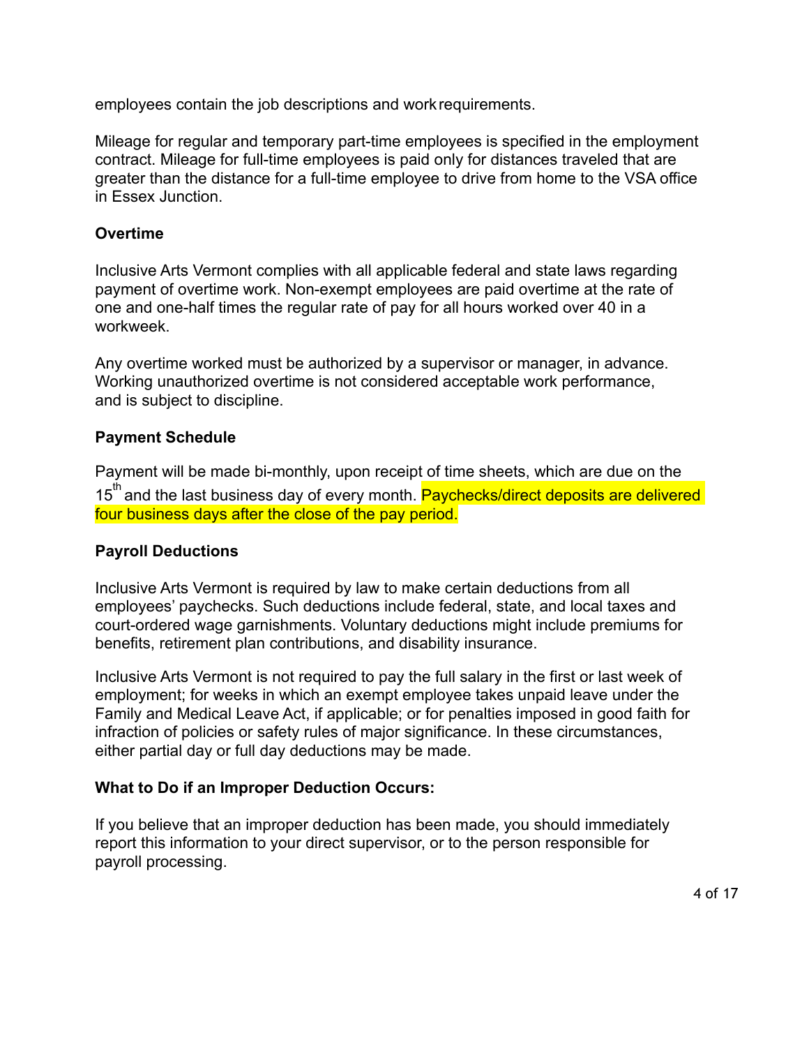employees contain the job descriptions and work requirements.

Mileage for regular and temporary part-time employees is specified in the employment contract. Mileage for full-time employees is paid only for distances traveled that are greater than the distance for a full-time employee to drive from home to the VSA office in Essex Junction.

**Overtime**

Inclusive Arts Vermont complies with all applicable federal and state laws regarding payment of overtime work. Non-exempt employees are paid overtime at the rate of one and one-half times the regular rate of pay for all hours worked over 40 in a workweek.

Any overtime worked must be authorized by a supervisor or manager, in advance. Working unauthorized overtime is not considered acceptable work performance, and is subject to discipline.

**Payment Schedule**

Payment will be made bi-monthly, upon receipt of time sheets, which are due on the 15th and the last business day of every month. Paychecks/direct deposits are delivered four business days after the close of the pay period.

**Payroll Deductions**

Inclusive Arts Vermont is required by law to make certain deductions from all employees' paychecks. Such deductions include federal, state, and local taxes and court-ordered wage garnishments. Voluntary deductions might include premiums for benefits, retirement plan contributions, and disability insurance.

Inclusive Arts Vermont is not required to pay the full salary in the first or last week of employment; for weeks in which an exempt employee takes unpaid leave under the Family and Medical Leave Act, if applicable; or for penalties imposed in good faith for infraction of policies or safety rules of major significance. In these circumstances, either partial day or full day deductions may be made.

**What to Do if an Improper Deduction Occurs:**

If you believe that an improper deduction has been made, you should immediately report this information to your direct supervisor, or to the person responsible for payroll processing.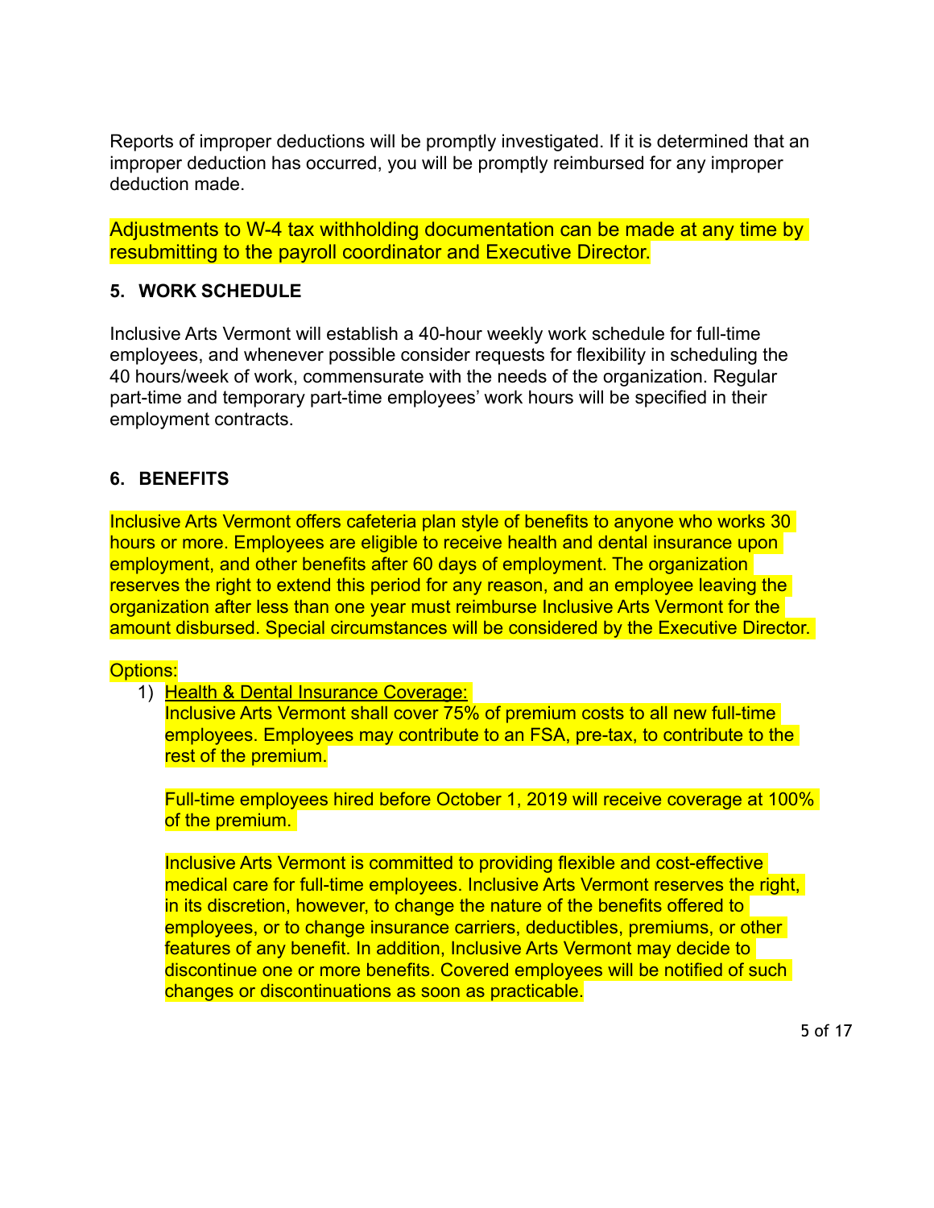Reports of improper deductions will be promptly investigated. If it is determined that an improper deduction has occurred, you will be promptly reimbursed for any improper deduction made.

Adjustments to W-4 tax withholding documentation can be made at any time by resubmitting to the payroll coordinator and Executive Director.

## 5. WORK SCHEDULE

Inclusive Arts Vermont will establish a 40-hour weekly work schedule for full-time employees, and whenever possible consider requests for flexibility in scheduling the 40 hours/week of work, commensurate with the needs of the organization. Regular part-time and temporary part-time employees' work hours will be specified in their employment contracts.

## 6. BENEFITS

Inclusive Arts Vermont offers cafeteria plan style of benefits to anyone who works 30 hours or more. Employees are eligible to receive health and dental insurance upon employment, and other benefits after 60 days of employment. The organization reserves the right to extend this period for any reason, and an employee leaving the organization after less than one year must reimburse Inclusive Arts Vermont for the amount disbursed. Special circumstances will be considered by the Executive Director.

Options:

1) <u>Health & Dental Insurance Coverage:</u>
   Inclusive Arts Vermont shall cover 75% of premium costs to all new full-time employees. Employees may contribute to an FSA, pre-tax, to contribute to the rest of the premium.

   Full-time employees hired before October 1, 2019 will receive coverage at 100% of the premium.

   Inclusive Arts Vermont is committed to providing flexible and cost-effective medical care for full-time employees. Inclusive Arts Vermont reserves the right, in its discretion, however, to change the nature of the benefits offered to employees, or to change insurance carriers, deductibles, premiums, or other features of any benefit. In addition, Inclusive Arts Vermont may decide to discontinue one or more benefits. Covered employees will be notified of such changes or discontinuations as soon as practicable.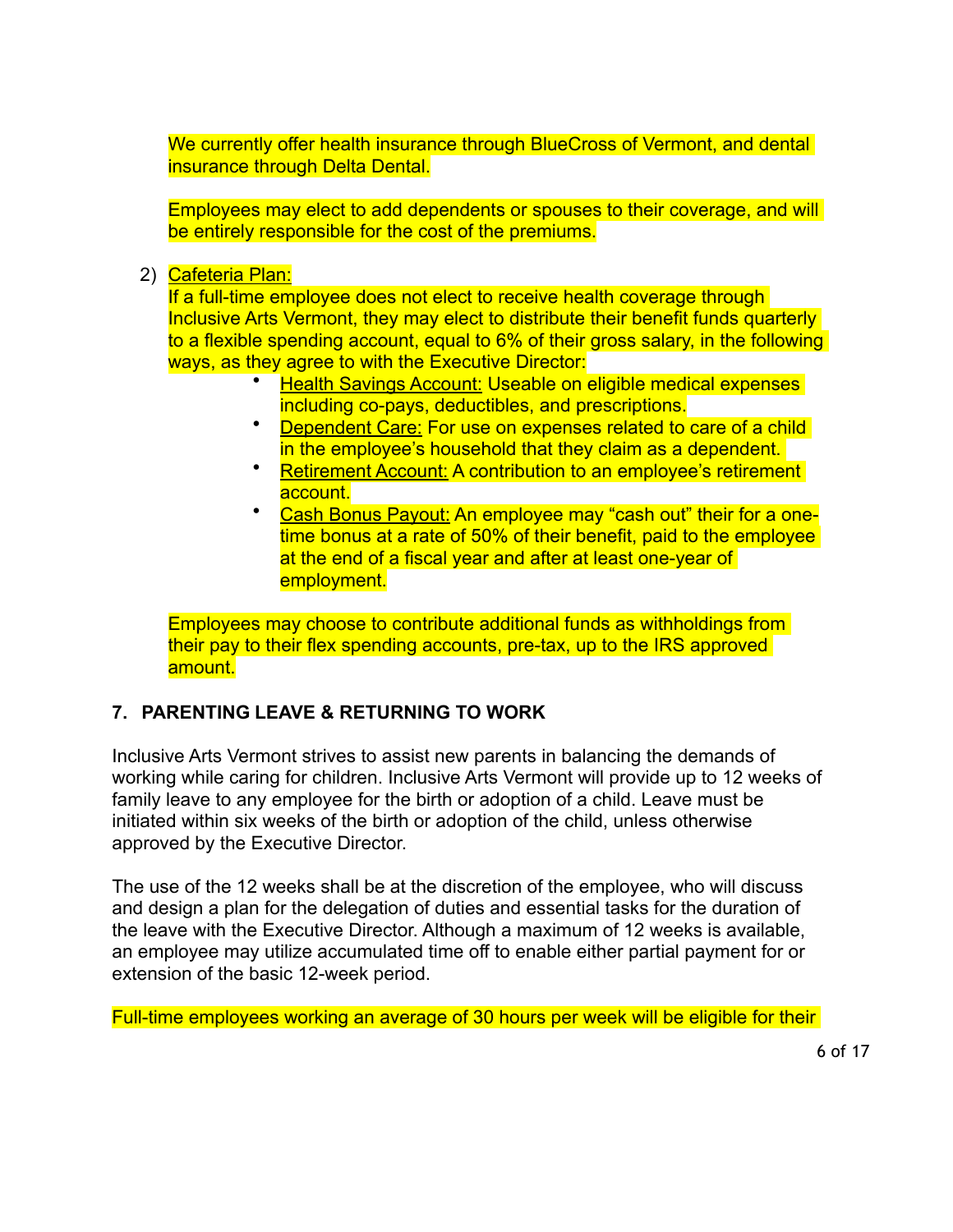We currently offer health insurance through BlueCross of Vermont, and dental insurance through Delta Dental.

Employees may elect to add dependents or spouses to their coverage, and will be entirely responsible for the cost of the premiums.

2) Cafeteria Plan:
If a full-time employee does not elect to receive health coverage through Inclusive Arts Vermont, they may elect to distribute their benefit funds quarterly to a flexible spending account, equal to 6% of their gross salary, in the following ways, as they agree to with the Executive Director:
    - Health Savings Account: Useable on eligible medical expenses including co-pays, deductibles, and prescriptions.
    - Dependent Care: For use on expenses related to care of a child in the employee's household that they claim as a dependent.
    - Retirement Account: A contribution to an employee's retirement account.
    - Cash Bonus Payout: An employee may "cash out" their for a one-time bonus at a rate of 50% of their benefit, paid to the employee at the end of a fiscal year and after at least one-year of employment.

Employees may choose to contribute additional funds as withholdings from their pay to their flex spending accounts, pre-tax, up to the IRS approved amount.

## 7. PARENTING LEAVE & RETURNING TO WORK

Inclusive Arts Vermont strives to assist new parents in balancing the demands of working while caring for children. Inclusive Arts Vermont will provide up to 12 weeks of family leave to any employee for the birth or adoption of a child. Leave must be initiated within six weeks of the birth or adoption of the child, unless otherwise approved by the Executive Director.

The use of the 12 weeks shall be at the discretion of the employee, who will discuss and design a plan for the delegation of duties and essential tasks for the duration of the leave with the Executive Director. Although a maximum of 12 weeks is available, an employee may utilize accumulated time off to enable either partial payment for or extension of the basic 12-week period.

Full-time employees working an average of 30 hours per week will be eligible for their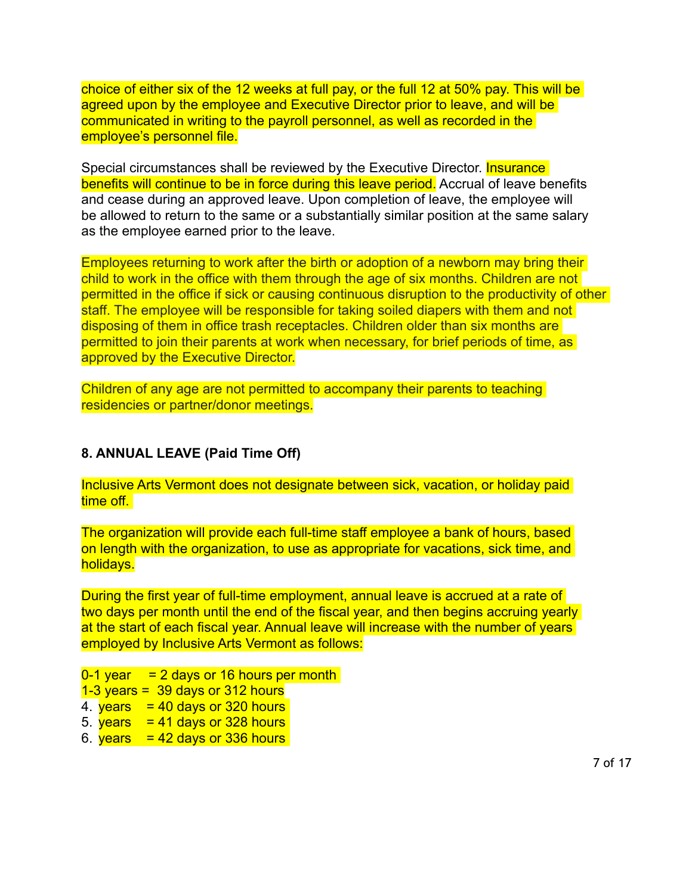choice of either six of the 12 weeks at full pay, or the full 12 at 50% pay. This will be agreed upon by the employee and Executive Director prior to leave, and will be communicated in writing to the payroll personnel, as well as recorded in the employee's personnel file.

Special circumstances shall be reviewed by the Executive Director. Insurance benefits will continue to be in force during this leave period. Accrual of leave benefits and cease during an approved leave. Upon completion of leave, the employee will be allowed to return to the same or a substantially similar position at the same salary as the employee earned prior to the leave.

Employees returning to work after the birth or adoption of a newborn may bring their child to work in the office with them through the age of six months. Children are not permitted in the office if sick or causing continuous disruption to the productivity of other staff. The employee will be responsible for taking soiled diapers with them and not disposing of them in office trash receptacles. Children older than six months are permitted to join their parents at work when necessary, for brief periods of time, as approved by the Executive Director.

Children of any age are not permitted to accompany their parents to teaching residencies or partner/donor meetings.

### 8. ANNUAL LEAVE (Paid Time Off)

Inclusive Arts Vermont does not designate between sick, vacation, or holiday paid time off.

The organization will provide each full-time staff employee a bank of hours, based on length with the organization, to use as appropriate for vacations, sick time, and holidays.

During the first year of full-time employment, annual leave is accrued at a rate of two days per month until the end of the fiscal year, and then begins accruing yearly at the start of each fiscal year. Annual leave will increase with the number of years employed by Inclusive Arts Vermont as follows:

0-1 year = 2 days or 16 hours per month
1-3 years = 39 days or 312 hours
4. years = 40 days or 320 hours
5. years = 41 days or 328 hours
6. years = 42 days or 336 hours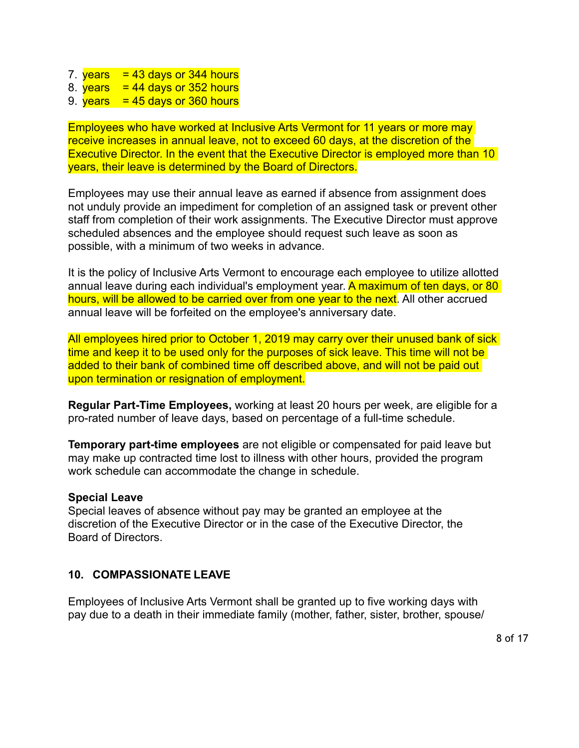7. years = 43 days or 344 hours
8. years = 44 days or 352 hours
9. years = 45 days or 360 hours

Employees who have worked at Inclusive Arts Vermont for 11 years or more may receive increases in annual leave, not to exceed 60 days, at the discretion of the Executive Director. In the event that the Executive Director is employed more than 10 years, their leave is determined by the Board of Directors.

Employees may use their annual leave as earned if absence from assignment does not unduly provide an impediment for completion of an assigned task or prevent other staff from completion of their work assignments. The Executive Director must approve scheduled absences and the employee should request such leave as soon as possible, with a minimum of two weeks in advance.

It is the policy of Inclusive Arts Vermont to encourage each employee to utilize allotted annual leave during each individual's employment year. A maximum of ten days, or 80 hours, will be allowed to be carried over from one year to the next. All other accrued annual leave will be forfeited on the employee's anniversary date.

All employees hired prior to October 1, 2019 may carry over their unused bank of sick time and keep it to be used only for the purposes of sick leave. This time will not be added to their bank of combined time off described above, and will not be paid out upon termination or resignation of employment.

**Regular Part-Time Employees,** working at least 20 hours per week, are eligible for a pro-rated number of leave days, based on percentage of a full-time schedule.

**Temporary part-time employees** are not eligible or compensated for paid leave but may make up contracted time lost to illness with other hours, provided the program work schedule can accommodate the change in schedule.

**Special Leave**
Special leaves of absence without pay may be granted an employee at the discretion of the Executive Director or in the case of the Executive Director, the Board of Directors.

## 10. COMPASSIONATE LEAVE

Employees of Inclusive Arts Vermont shall be granted up to five working days with pay due to a death in their immediate family (mother, father, sister, brother, spouse/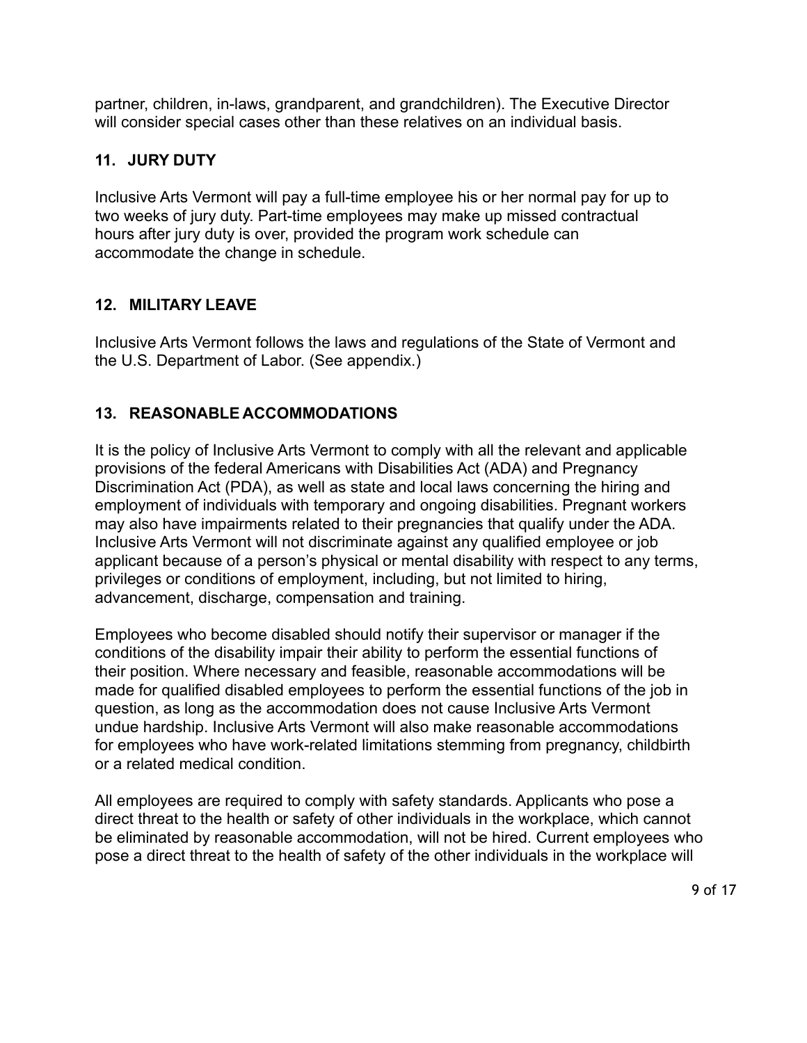partner, children, in-laws, grandparent, and grandchildren). The Executive Director will consider special cases other than these relatives on an individual basis.

## 11. JURY DUTY

Inclusive Arts Vermont will pay a full-time employee his or her normal pay for up to two weeks of jury duty. Part-time employees may make up missed contractual hours after jury duty is over, provided the program work schedule can accommodate the change in schedule.

## 12. MILITARY LEAVE

Inclusive Arts Vermont follows the laws and regulations of the State of Vermont and the U.S. Department of Labor. (See appendix.)

## 13. REASONABLE ACCOMMODATIONS

It is the policy of Inclusive Arts Vermont to comply with all the relevant and applicable provisions of the federal Americans with Disabilities Act (ADA) and Pregnancy Discrimination Act (PDA), as well as state and local laws concerning the hiring and employment of individuals with temporary and ongoing disabilities. Pregnant workers may also have impairments related to their pregnancies that qualify under the ADA. Inclusive Arts Vermont will not discriminate against any qualified employee or job applicant because of a person's physical or mental disability with respect to any terms, privileges or conditions of employment, including, but not limited to hiring, advancement, discharge, compensation and training.

Employees who become disabled should notify their supervisor or manager if the conditions of the disability impair their ability to perform the essential functions of their position. Where necessary and feasible, reasonable accommodations will be made for qualified disabled employees to perform the essential functions of the job in question, as long as the accommodation does not cause Inclusive Arts Vermont undue hardship. Inclusive Arts Vermont will also make reasonable accommodations for employees who have work-related limitations stemming from pregnancy, childbirth or a related medical condition.

All employees are required to comply with safety standards. Applicants who pose a direct threat to the health or safety of other individuals in the workplace, which cannot be eliminated by reasonable accommodation, will not be hired. Current employees who pose a direct threat to the health of safety of the other individuals in the workplace will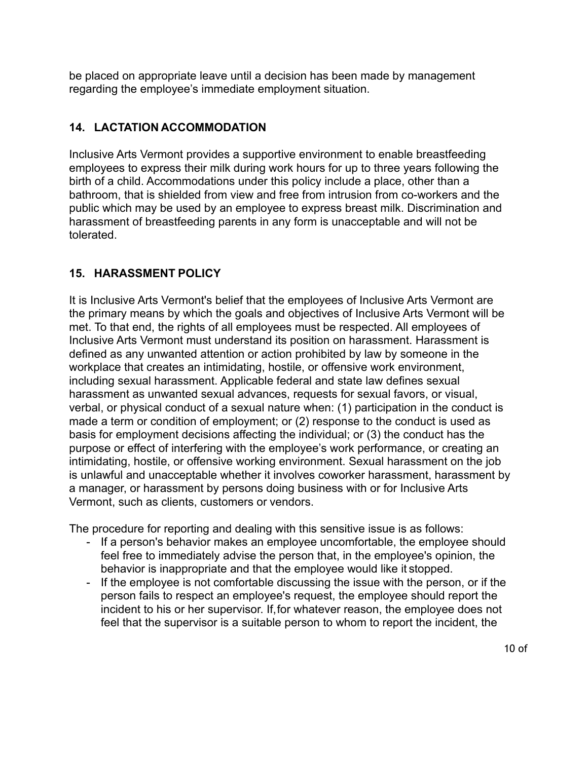be placed on appropriate leave until a decision has been made by management regarding the employee's immediate employment situation.

## 14. LACTATION ACCOMMODATION

Inclusive Arts Vermont provides a supportive environment to enable breastfeeding employees to express their milk during work hours for up to three years following the birth of a child. Accommodations under this policy include a place, other than a bathroom, that is shielded from view and free from intrusion from co-workers and the public which may be used by an employee to express breast milk. Discrimination and harassment of breastfeeding parents in any form is unacceptable and will not be tolerated.

## 15. HARASSMENT POLICY

It is Inclusive Arts Vermont's belief that the employees of Inclusive Arts Vermont are the primary means by which the goals and objectives of Inclusive Arts Vermont will be met. To that end, the rights of all employees must be respected. All employees of Inclusive Arts Vermont must understand its position on harassment. Harassment is defined as any unwanted attention or action prohibited by law by someone in the workplace that creates an intimidating, hostile, or offensive work environment, including sexual harassment. Applicable federal and state law defines sexual harassment as unwanted sexual advances, requests for sexual favors, or visual, verbal, or physical conduct of a sexual nature when: (1) participation in the conduct is made a term or condition of employment; or (2) response to the conduct is used as basis for employment decisions affecting the individual; or (3) the conduct has the purpose or effect of interfering with the employee's work performance, or creating an intimidating, hostile, or offensive working environment. Sexual harassment on the job is unlawful and unacceptable whether it involves coworker harassment, harassment by a manager, or harassment by persons doing business with or for Inclusive Arts Vermont, such as clients, customers or vendors.

The procedure for reporting and dealing with this sensitive issue is as follows:

- If a person's behavior makes an employee uncomfortable, the employee should feel free to immediately advise the person that, in the employee's opinion, the behavior is inappropriate and that the employee would like it stopped.
- If the employee is not comfortable discussing the issue with the person, or if the person fails to respect an employee's request, the employee should report the incident to his or her supervisor. If, for whatever reason, the employee does not feel that the supervisor is a suitable person to whom to report the incident, the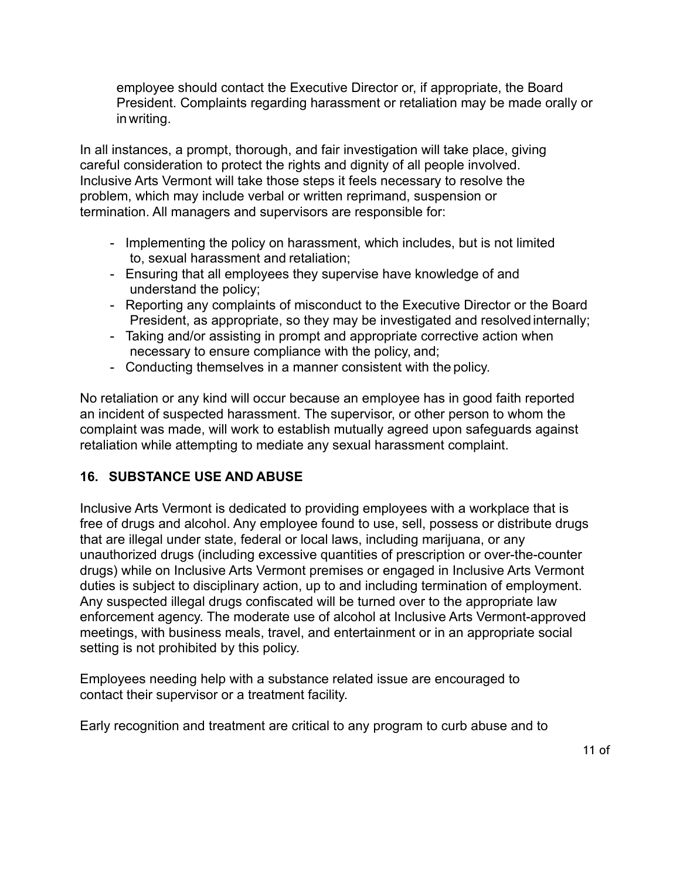employee should contact the Executive Director or, if appropriate, the Board President. Complaints regarding harassment or retaliation may be made orally or in writing.

In all instances, a prompt, thorough, and fair investigation will take place, giving careful consideration to protect the rights and dignity of all people involved. Inclusive Arts Vermont will take those steps it feels necessary to resolve the problem, which may include verbal or written reprimand, suspension or termination. All managers and supervisors are responsible for:

- Implementing the policy on harassment, which includes, but is not limited to, sexual harassment and retaliation;
- Ensuring that all employees they supervise have knowledge of and understand the policy;
- Reporting any complaints of misconduct to the Executive Director or the Board President, as appropriate, so they may be investigated and resolved internally;
- Taking and/or assisting in prompt and appropriate corrective action when necessary to ensure compliance with the policy, and;
- Conducting themselves in a manner consistent with the policy.

No retaliation or any kind will occur because an employee has in good faith reported an incident of suspected harassment. The supervisor, or other person to whom the complaint was made, will work to establish mutually agreed upon safeguards against retaliation while attempting to mediate any sexual harassment complaint.

## 16. SUBSTANCE USE AND ABUSE

Inclusive Arts Vermont is dedicated to providing employees with a workplace that is free of drugs and alcohol. Any employee found to use, sell, possess or distribute drugs that are illegal under state, federal or local laws, including marijuana, or any unauthorized drugs (including excessive quantities of prescription or over-the-counter drugs) while on Inclusive Arts Vermont premises or engaged in Inclusive Arts Vermont duties is subject to disciplinary action, up to and including termination of employment. Any suspected illegal drugs confiscated will be turned over to the appropriate law enforcement agency. The moderate use of alcohol at Inclusive Arts Vermont-approved meetings, with business meals, travel, and entertainment or in an appropriate social setting is not prohibited by this policy.

Employees needing help with a substance related issue are encouraged to contact their supervisor or a treatment facility.

Early recognition and treatment are critical to any program to curb abuse and to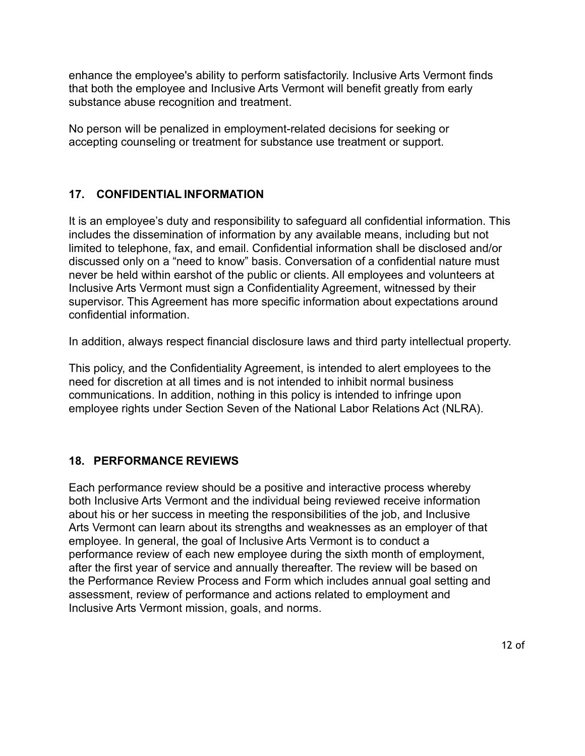enhance the employee's ability to perform satisfactorily. Inclusive Arts Vermont finds that both the employee and Inclusive Arts Vermont will benefit greatly from early substance abuse recognition and treatment.

No person will be penalized in employment-related decisions for seeking or accepting counseling or treatment for substance use treatment or support.

## 17. CONFIDENTIAL INFORMATION

It is an employee's duty and responsibility to safeguard all confidential information. This includes the dissemination of information by any available means, including but not limited to telephone, fax, and email. Confidential information shall be disclosed and/or discussed only on a "need to know" basis. Conversation of a confidential nature must never be held within earshot of the public or clients. All employees and volunteers at Inclusive Arts Vermont must sign a Confidentiality Agreement, witnessed by their supervisor. This Agreement has more specific information about expectations around confidential information.

In addition, always respect financial disclosure laws and third party intellectual property.

This policy, and the Confidentiality Agreement, is intended to alert employees to the need for discretion at all times and is not intended to inhibit normal business communications. In addition, nothing in this policy is intended to infringe upon employee rights under Section Seven of the National Labor Relations Act (NLRA).

## 18. PERFORMANCE REVIEWS

Each performance review should be a positive and interactive process whereby both Inclusive Arts Vermont and the individual being reviewed receive information about his or her success in meeting the responsibilities of the job, and Inclusive Arts Vermont can learn about its strengths and weaknesses as an employer of that employee. In general, the goal of Inclusive Arts Vermont is to conduct a performance review of each new employee during the sixth month of employment, after the first year of service and annually thereafter. The review will be based on the Performance Review Process and Form which includes annual goal setting and assessment, review of performance and actions related to employment and Inclusive Arts Vermont mission, goals, and norms.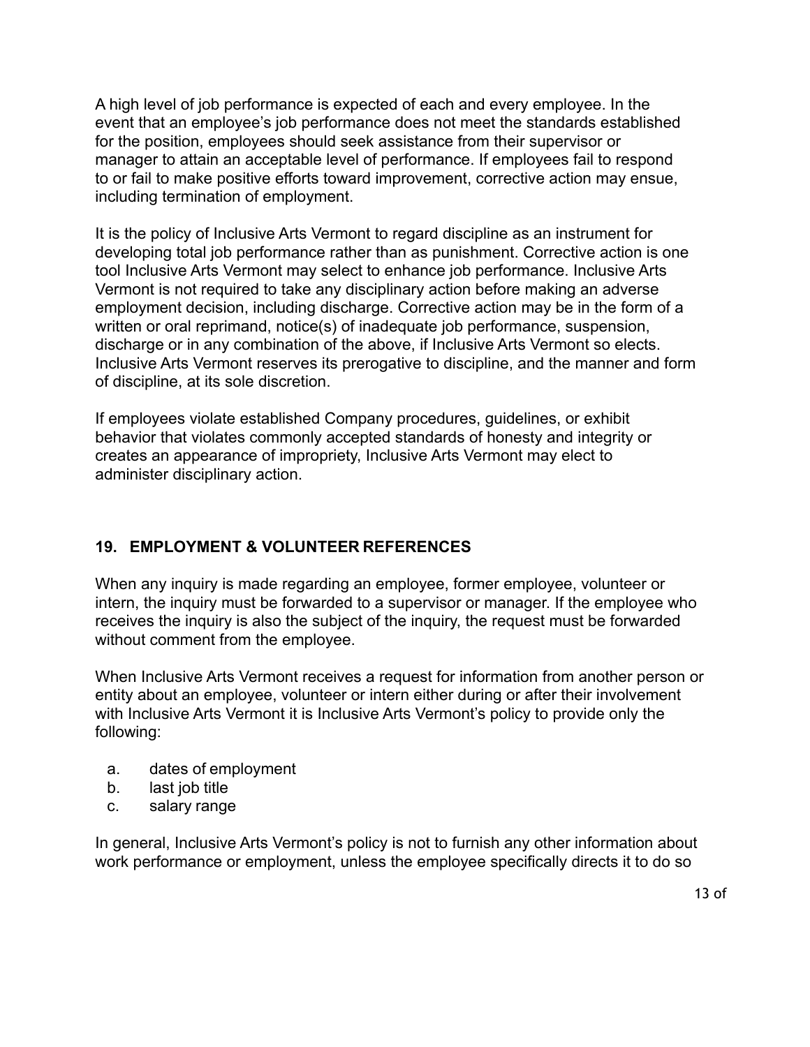A high level of job performance is expected of each and every employee. In the event that an employee's job performance does not meet the standards established for the position, employees should seek assistance from their supervisor or manager to attain an acceptable level of performance. If employees fail to respond to or fail to make positive efforts toward improvement, corrective action may ensue, including termination of employment.

It is the policy of Inclusive Arts Vermont to regard discipline as an instrument for developing total job performance rather than as punishment. Corrective action is one tool Inclusive Arts Vermont may select to enhance job performance. Inclusive Arts Vermont is not required to take any disciplinary action before making an adverse employment decision, including discharge. Corrective action may be in the form of a written or oral reprimand, notice(s) of inadequate job performance, suspension, discharge or in any combination of the above, if Inclusive Arts Vermont so elects. Inclusive Arts Vermont reserves its prerogative to discipline, and the manner and form of discipline, at its sole discretion.

If employees violate established Company procedures, guidelines, or exhibit behavior that violates commonly accepted standards of honesty and integrity or creates an appearance of impropriety, Inclusive Arts Vermont may elect to administer disciplinary action.

## 19. EMPLOYMENT & VOLUNTEER REFERENCES

When any inquiry is made regarding an employee, former employee, volunteer or intern, the inquiry must be forwarded to a supervisor or manager. If the employee who receives the inquiry is also the subject of the inquiry, the request must be forwarded without comment from the employee.

When Inclusive Arts Vermont receives a request for information from another person or entity about an employee, volunteer or intern either during or after their involvement with Inclusive Arts Vermont it is Inclusive Arts Vermont's policy to provide only the following:

a. dates of employment
b. last job title
c. salary range

In general, Inclusive Arts Vermont's policy is not to furnish any other information about work performance or employment, unless the employee specifically directs it to do so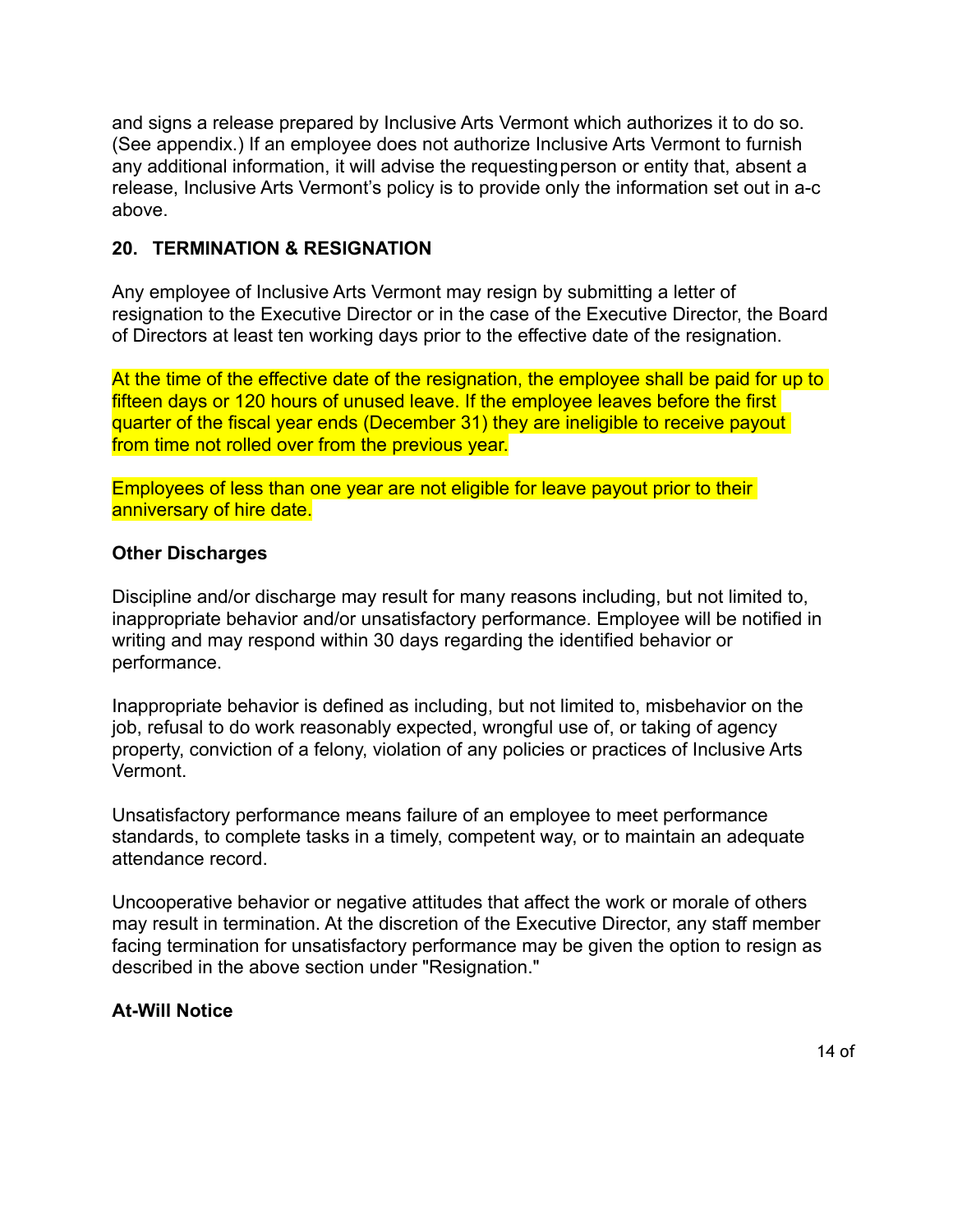and signs a release prepared by Inclusive Arts Vermont which authorizes it to do so. (See appendix.) If an employee does not authorize Inclusive Arts Vermont to furnish any additional information, it will advise the requesting person or entity that, absent a release, Inclusive Arts Vermont's policy is to provide only the information set out in a-c above.

## 20. TERMINATION & RESIGNATION

Any employee of Inclusive Arts Vermont may resign by submitting a letter of resignation to the Executive Director or in the case of the Executive Director, the Board of Directors at least ten working days prior to the effective date of the resignation.

At the time of the effective date of the resignation, the employee shall be paid for up to fifteen days or 120 hours of unused leave. If the employee leaves before the first quarter of the fiscal year ends (December 31) they are ineligible to receive payout from time not rolled over from the previous year.

Employees of less than one year are not eligible for leave payout prior to their anniversary of hire date.

### Other Discharges

Discipline and/or discharge may result for many reasons including, but not limited to, inappropriate behavior and/or unsatisfactory performance. Employee will be notified in writing and may respond within 30 days regarding the identified behavior or performance.

Inappropriate behavior is defined as including, but not limited to, misbehavior on the job, refusal to do work reasonably expected, wrongful use of, or taking of agency property, conviction of a felony, violation of any policies or practices of Inclusive Arts Vermont.

Unsatisfactory performance means failure of an employee to meet performance standards, to complete tasks in a timely, competent way, or to maintain an adequate attendance record.

Uncooperative behavior or negative attitudes that affect the work or morale of others may result in termination. At the discretion of the Executive Director, any staff member facing termination for unsatisfactory performance may be given the option to resign as described in the above section under "Resignation."

### At-Will Notice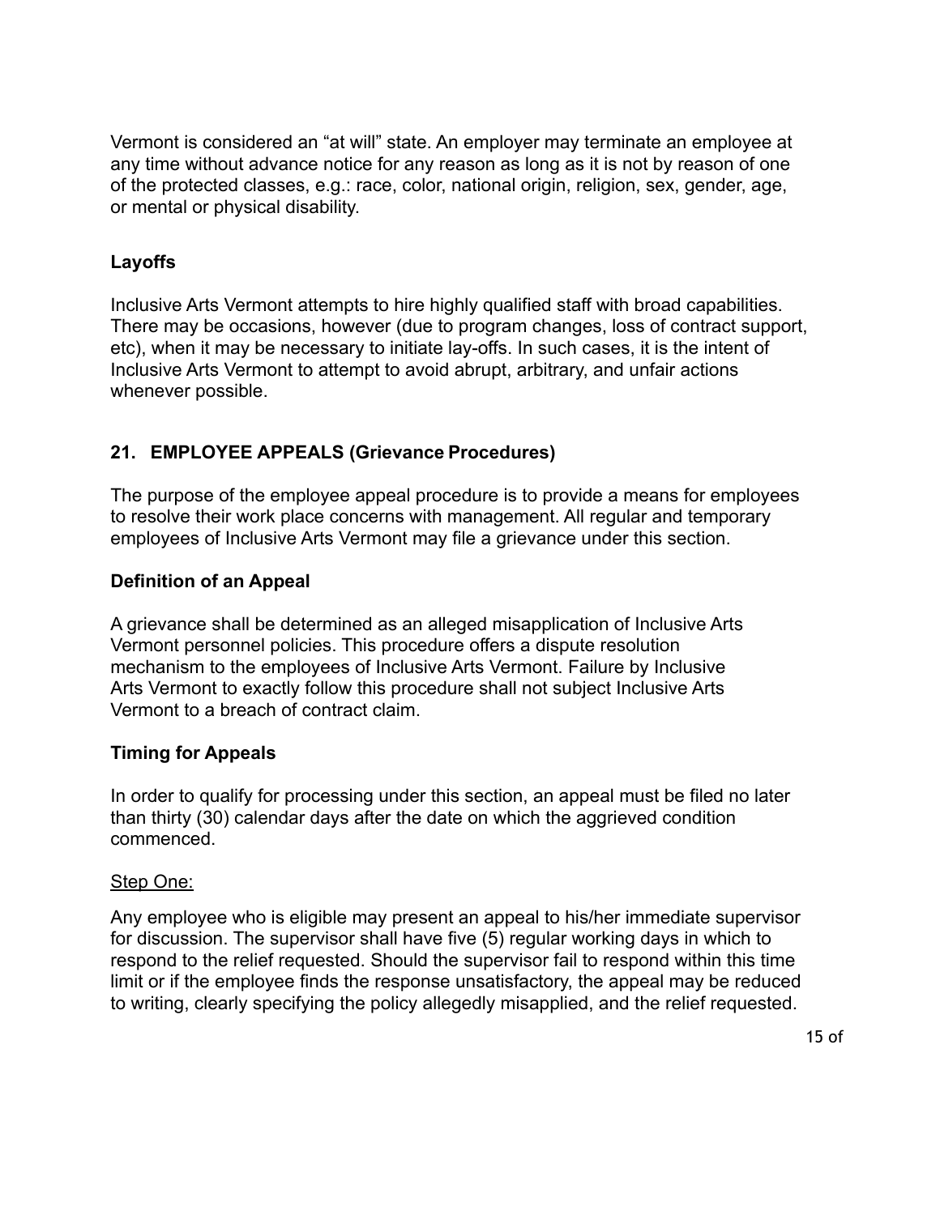Vermont is considered an "at will" state. An employer may terminate an employee at any time without advance notice for any reason as long as it is not by reason of one of the protected classes, e.g.: race, color, national origin, religion, sex, gender, age, or mental or physical disability.

### Layoffs

Inclusive Arts Vermont attempts to hire highly qualified staff with broad capabilities. There may be occasions, however (due to program changes, loss of contract support, etc), when it may be necessary to initiate lay-offs. In such cases, it is the intent of Inclusive Arts Vermont to attempt to avoid abrupt, arbitrary, and unfair actions whenever possible.

## 21. EMPLOYEE APPEALS (Grievance Procedures)

The purpose of the employee appeal procedure is to provide a means for employees to resolve their work place concerns with management. All regular and temporary employees of Inclusive Arts Vermont may file a grievance under this section.

### Definition of an Appeal

A grievance shall be determined as an alleged misapplication of Inclusive Arts Vermont personnel policies. This procedure offers a dispute resolution mechanism to the employees of Inclusive Arts Vermont. Failure by Inclusive Arts Vermont to exactly follow this procedure shall not subject Inclusive Arts Vermont to a breach of contract claim.

### Timing for Appeals

In order to qualify for processing under this section, an appeal must be filed no later than thirty (30) calendar days after the date on which the aggrieved condition commenced.

<u>Step One:</u>

Any employee who is eligible may present an appeal to his/her immediate supervisor for discussion. The supervisor shall have five (5) regular working days in which to respond to the relief requested. Should the supervisor fail to respond within this time limit or if the employee finds the response unsatisfactory, the appeal may be reduced to writing, clearly specifying the policy allegedly misapplied, and the relief requested.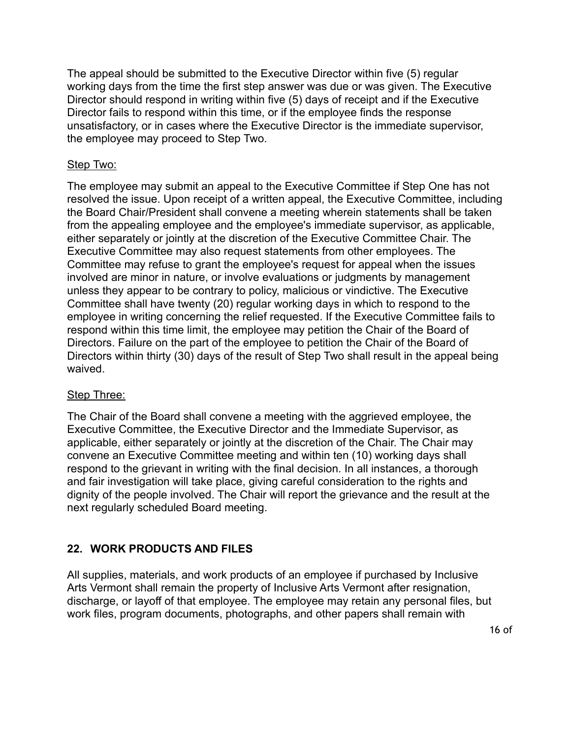The appeal should be submitted to the Executive Director within five (5) regular working days from the time the first step answer was due or was given. The Executive Director should respond in writing within five (5) days of receipt and if the Executive Director fails to respond within this time, or if the employee finds the response unsatisfactory, or in cases where the Executive Director is the immediate supervisor, the employee may proceed to Step Two.

<u>Step Two:</u>

The employee may submit an appeal to the Executive Committee if Step One has not resolved the issue. Upon receipt of a written appeal, the Executive Committee, including the Board Chair/President shall convene a meeting wherein statements shall be taken from the appealing employee and the employee's immediate supervisor, as applicable, either separately or jointly at the discretion of the Executive Committee Chair. The Executive Committee may also request statements from other employees. The Committee may refuse to grant the employee's request for appeal when the issues involved are minor in nature, or involve evaluations or judgments by management unless they appear to be contrary to policy, malicious or vindictive. The Executive Committee shall have twenty (20) regular working days in which to respond to the employee in writing concerning the relief requested. If the Executive Committee fails to respond within this time limit, the employee may petition the Chair of the Board of Directors. Failure on the part of the employee to petition the Chair of the Board of Directors within thirty (30) days of the result of Step Two shall result in the appeal being waived.

<u>Step Three:</u>

The Chair of the Board shall convene a meeting with the aggrieved employee, the Executive Committee, the Executive Director and the Immediate Supervisor, as applicable, either separately or jointly at the discretion of the Chair. The Chair may convene an Executive Committee meeting and within ten (10) working days shall respond to the grievant in writing with the final decision. In all instances, a thorough and fair investigation will take place, giving careful consideration to the rights and dignity of the people involved. The Chair will report the grievance and the result at the next regularly scheduled Board meeting.

## 22. WORK PRODUCTS AND FILES

All supplies, materials, and work products of an employee if purchased by Inclusive Arts Vermont shall remain the property of Inclusive Arts Vermont after resignation, discharge, or layoff of that employee. The employee may retain any personal files, but work files, program documents, photographs, and other papers shall remain with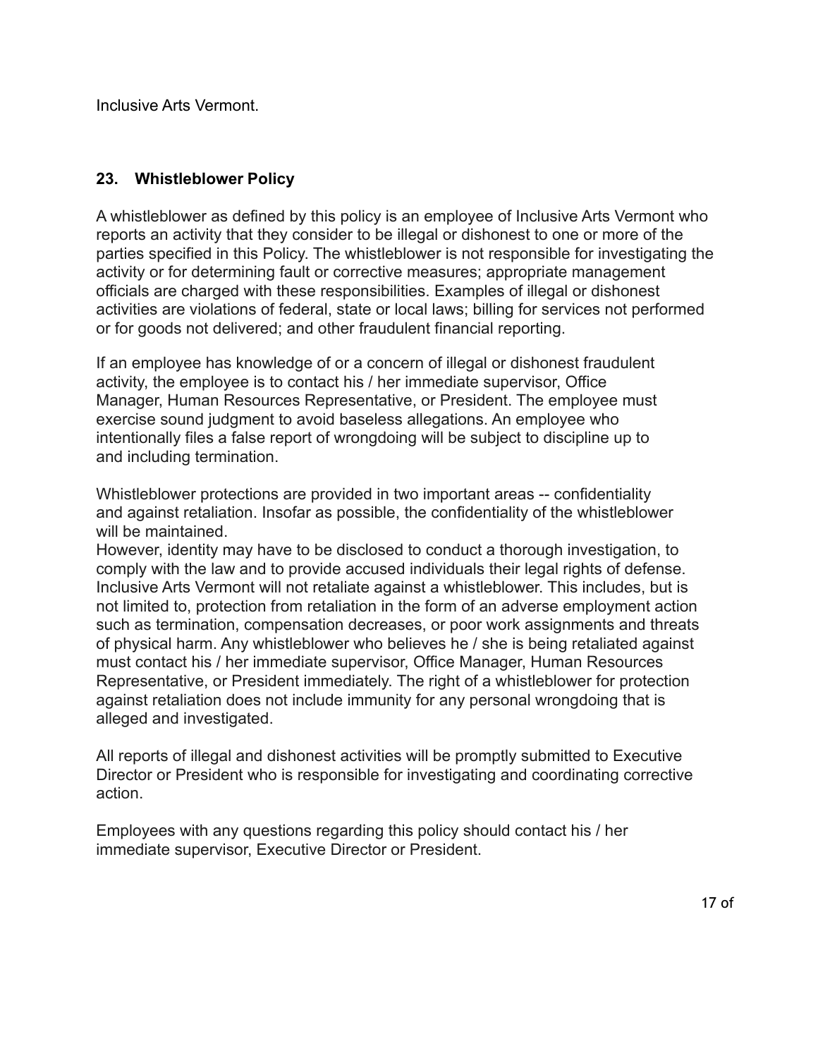Inclusive Arts Vermont.

## 23. Whistleblower Policy

A whistleblower as defined by this policy is an employee of Inclusive Arts Vermont who reports an activity that they consider to be illegal or dishonest to one or more of the parties specified in this Policy. The whistleblower is not responsible for investigating the activity or for determining fault or corrective measures; appropriate management officials are charged with these responsibilities. Examples of illegal or dishonest activities are violations of federal, state or local laws; billing for services not performed or for goods not delivered; and other fraudulent financial reporting.

If an employee has knowledge of or a concern of illegal or dishonest fraudulent activity, the employee is to contact his / her immediate supervisor, Office Manager, Human Resources Representative, or President. The employee must exercise sound judgment to avoid baseless allegations. An employee who intentionally files a false report of wrongdoing will be subject to discipline up to and including termination.

Whistleblower protections are provided in two important areas -- confidentiality and against retaliation. Insofar as possible, the confidentiality of the whistleblower will be maintained.

However, identity may have to be disclosed to conduct a thorough investigation, to comply with the law and to provide accused individuals their legal rights of defense. Inclusive Arts Vermont will not retaliate against a whistleblower. This includes, but is not limited to, protection from retaliation in the form of an adverse employment action such as termination, compensation decreases, or poor work assignments and threats of physical harm. Any whistleblower who believes he / she is being retaliated against must contact his / her immediate supervisor, Office Manager, Human Resources Representative, or President immediately. The right of a whistleblower for protection against retaliation does not include immunity for any personal wrongdoing that is alleged and investigated.

All reports of illegal and dishonest activities will be promptly submitted to Executive Director or President who is responsible for investigating and coordinating corrective action.

Employees with any questions regarding this policy should contact his / her immediate supervisor, Executive Director or President.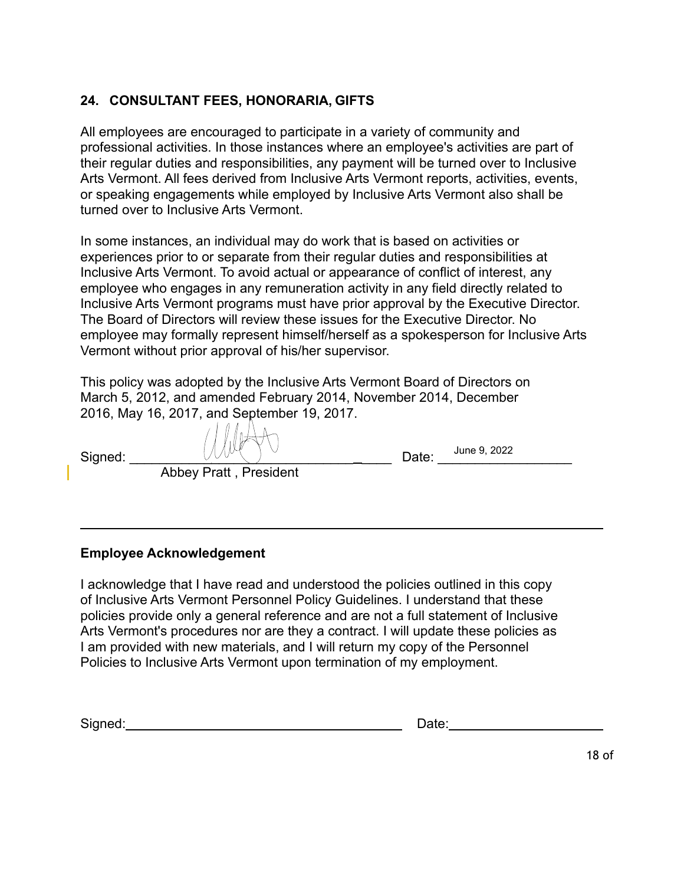## 24. CONSULTANT FEES, HONORARIA, GIFTS

All employees are encouraged to participate in a variety of community and professional activities. In those instances where an employee's activities are part of their regular duties and responsibilities, any payment will be turned over to Inclusive Arts Vermont. All fees derived from Inclusive Arts Vermont reports, activities, events, or speaking engagements while employed by Inclusive Arts Vermont also shall be turned over to Inclusive Arts Vermont.

In some instances, an individual may do work that is based on activities or experiences prior to or separate from their regular duties and responsibilities at Inclusive Arts Vermont. To avoid actual or appearance of conflict of interest, any employee who engages in any remuneration activity in any field directly related to Inclusive Arts Vermont programs must have prior approval by the Executive Director. The Board of Directors will review these issues for the Executive Director. No employee may formally represent himself/herself as a spokesperson for Inclusive Arts Vermont without prior approval of his/her supervisor.

This policy was adopted by the Inclusive Arts Vermont Board of Directors on March 5, 2012, and amended February 2014, November 2014, December 2016, May 16, 2017, and September 19, 2017.

Signed: ______________________________ Date: June 9, 2022

Abbey Pratt , President

---

**Employee Acknowledgement**

I acknowledge that I have read and understood the policies outlined in this copy of Inclusive Arts Vermont Personnel Policy Guidelines. I understand that these policies provide only a general reference and are not a full statement of Inclusive Arts Vermont's procedures nor are they a contract. I will update these policies as I am provided with new materials, and I will return my copy of the Personnel Policies to Inclusive Arts Vermont upon termination of my employment.

Signed:______________________________ Date:__________________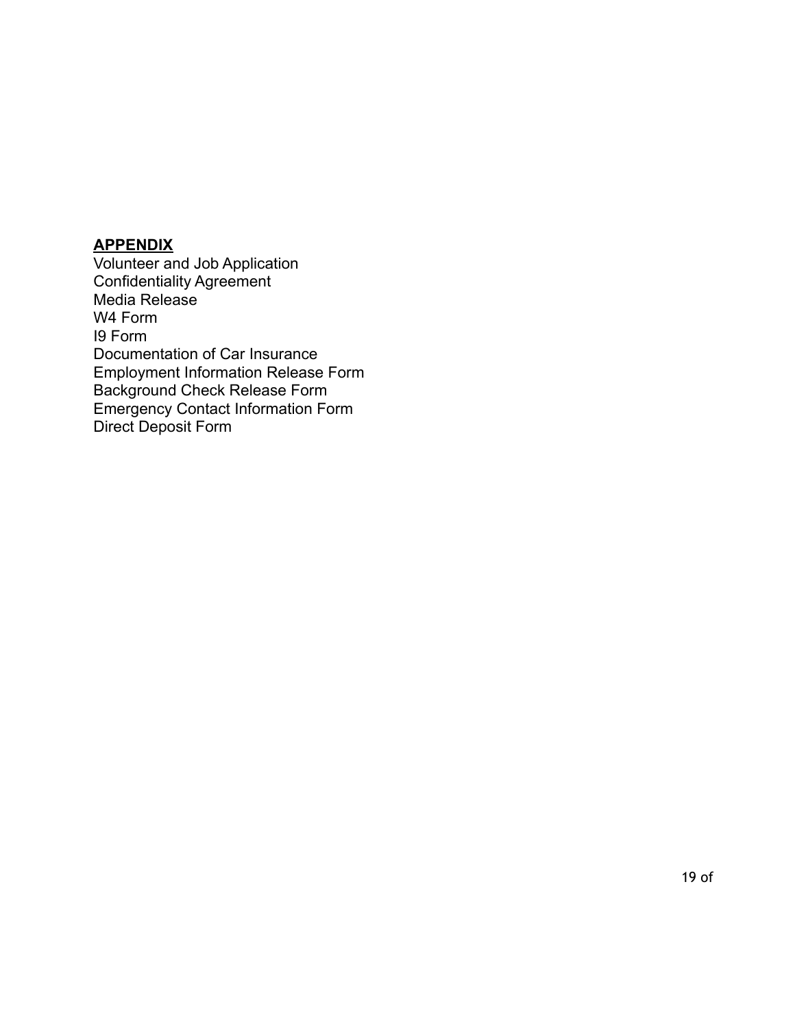**APPENDIX**

Volunteer and Job Application
Confidentiality Agreement
Media Release
W4 Form
I9 Form
Documentation of Car Insurance
Employment Information Release Form
Background Check Release Form
Emergency Contact Information Form
Direct Deposit Form